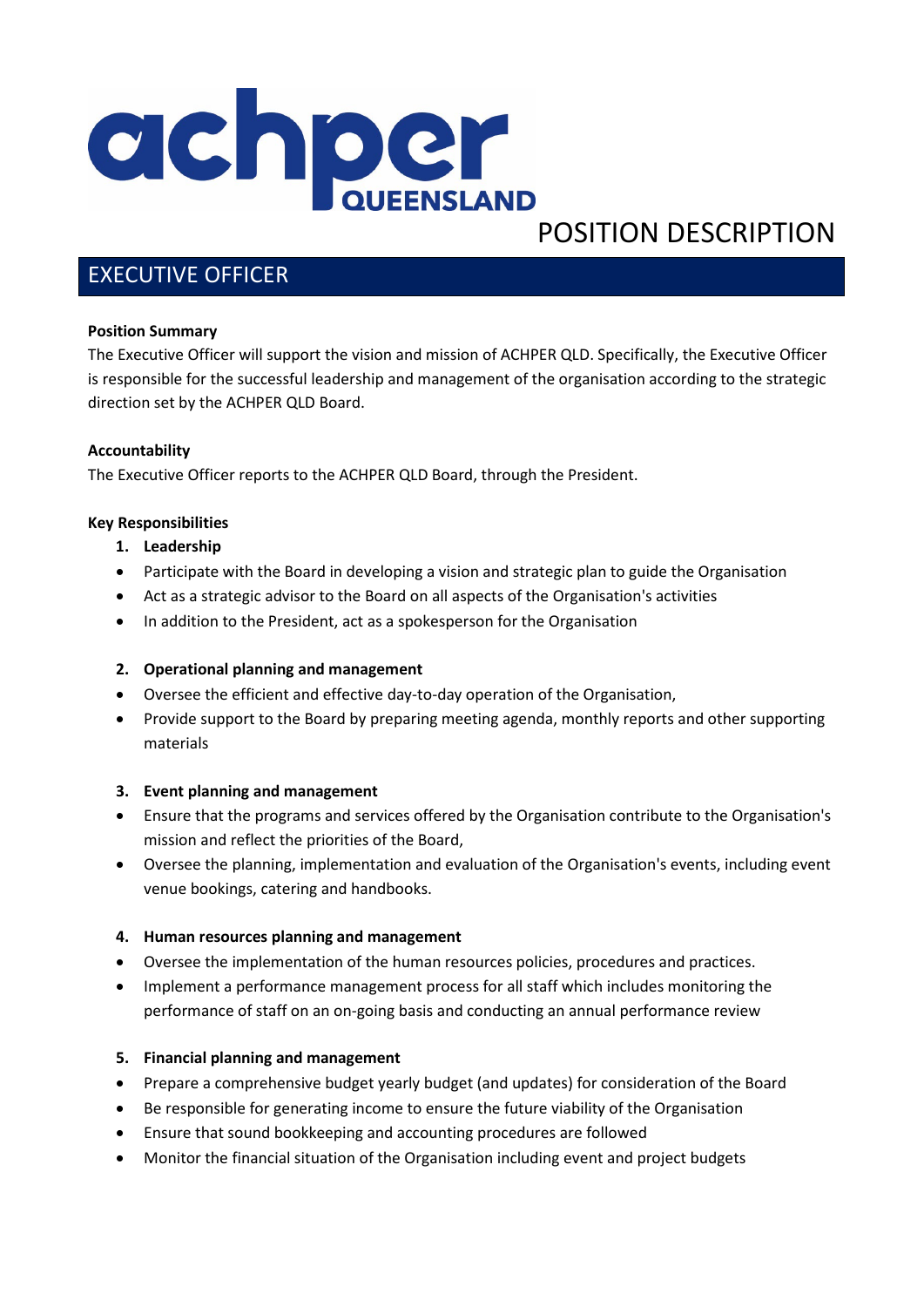achper QUEENSLAND

POSITION DESCRIPTION

# EXECUTIVE OFFICER

**Position Summary**

The Executive Officer will support the vision and mission of ACHPER QLD. Specifically, the Executive Officer is responsible for the successful leadership and management of the organisation according to the strategic direction set by the ACHPER QLD Board.

**Accountability**

The Executive Officer reports to the ACHPER QLD Board, through the President.

**Key Responsibilities**

1. **Leadership**

- Participate with the Board in developing a vision and strategic plan to guide the Organisation
- Act as a strategic advisor to the Board on all aspects of the Organisation's activities
- In addition to the President, act as a spokesperson for the Organisation

2. **Operational planning and management**

- Oversee the efficient and effective day-to-day operation of the Organisation,
- Provide support to the Board by preparing meeting agenda, monthly reports and other supporting materials

3. **Event planning and management**

- Ensure that the programs and services offered by the Organisation contribute to the Organisation's mission and reflect the priorities of the Board,
- Oversee the planning, implementation and evaluation of the Organisation's events, including event venue bookings, catering and handbooks.

4. **Human resources planning and management**

- Oversee the implementation of the human resources policies, procedures and practices.
- Implement a performance management process for all staff which includes monitoring the performance of staff on an on-going basis and conducting an annual performance review

5. **Financial planning and management**

- Prepare a comprehensive budget yearly budget (and updates) for consideration of the Board
- Be responsible for generating income to ensure the future viability of the Organisation
- Ensure that sound bookkeeping and accounting procedures are followed
- Monitor the financial situation of the Organisation including event and project budgets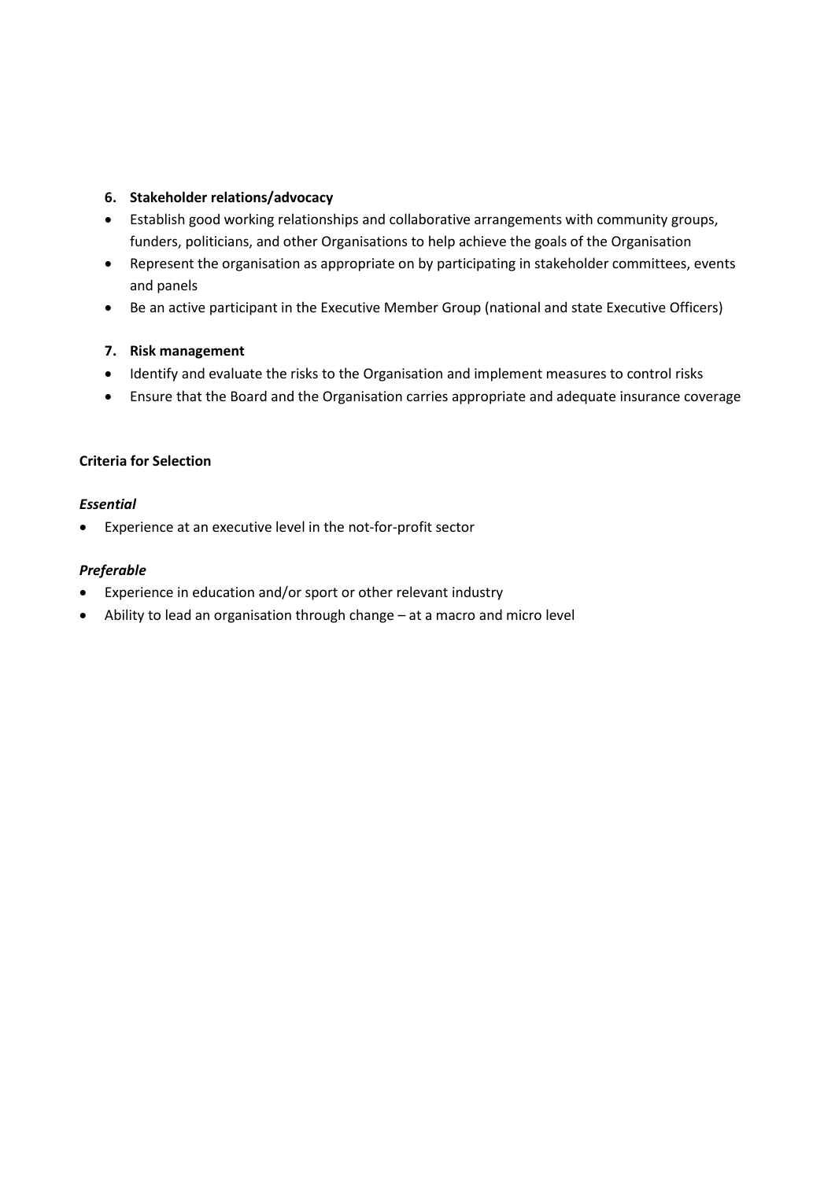**6. Stakeholder relations/advocacy**

- Establish good working relationships and collaborative arrangements with community groups, funders, politicians, and other Organisations to help achieve the goals of the Organisation
- Represent the organisation as appropriate on by participating in stakeholder committees, events and panels
- Be an active participant in the Executive Member Group (national and state Executive Officers)

**7. Risk management**

- Identify and evaluate the risks to the Organisation and implement measures to control risks
- Ensure that the Board and the Organisation carries appropriate and adequate insurance coverage

**Criteria for Selection**

***Essential***

- Experience at an executive level in the not-for-profit sector

***Preferable***

- Experience in education and/or sport or other relevant industry
- Ability to lead an organisation through change – at a macro and micro level